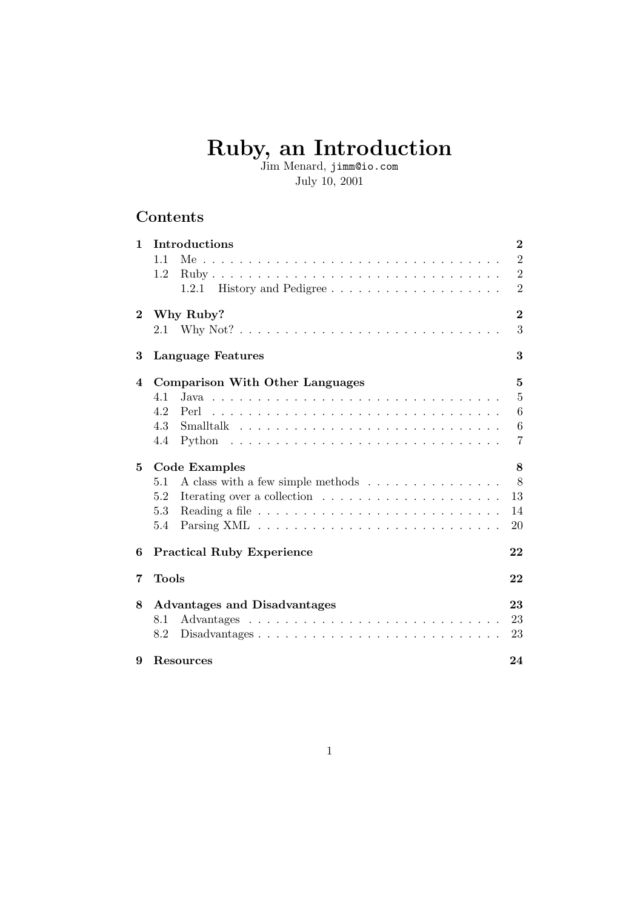# Ruby, an Introduction

Jim Menard, `jimm@io.com`

July 10, 2001

## Contents

**1 Introductions** **2**
- 1.1 Me . . . . . . . . . . 2
- 1.2 Ruby . . . . . . . . . . 2
  - 1.2.1 History and Pedigree . . . . . . . . . . 2

**2 Why Ruby?** **2**
- 2.1 Why Not? . . . . . . . . . . 3

**3 Language Features** **3**

**4 Comparison With Other Languages** **5**
- 4.1 Java . . . . . . . . . . 5
- 4.2 Perl . . . . . . . . . . 6
- 4.3 Smalltalk . . . . . . . . . . 6
- 4.4 Python . . . . . . . . . . 7

**5 Code Examples** **8**
- 5.1 A class with a few simple methods . . . . . . . . . . 8
- 5.2 Iterating over a collection . . . . . . . . . . 13
- 5.3 Reading a file . . . . . . . . . . 14
- 5.4 Parsing XML . . . . . . . . . . 20

**6 Practical Ruby Experience** **22**

**7 Tools** **22**

**8 Advantages and Disadvantages** **23**
- 8.1 Advantages . . . . . . . . . . 23
- 8.2 Disadvantages . . . . . . . . . . 23

**9 Resources** **24**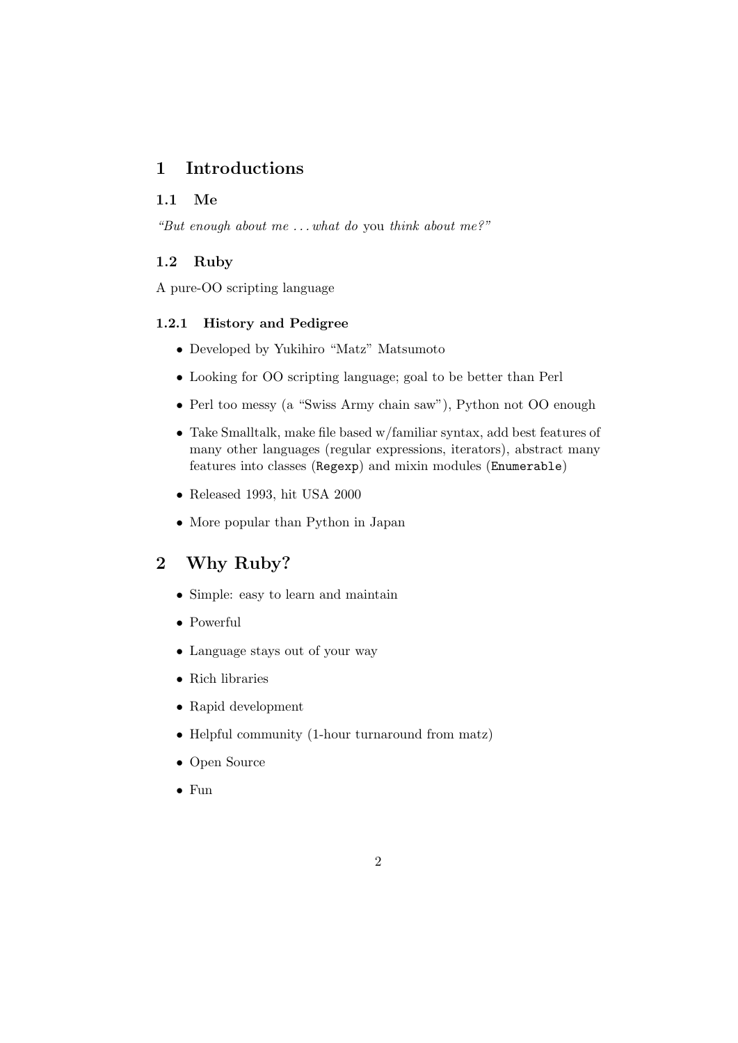# 1 Introductions

## 1.1 Me

*"But enough about me . . . what do* you *think about me?"*

## 1.2 Ruby

A pure-OO scripting language

### 1.2.1 History and Pedigree

- Developed by Yukihiro "Matz" Matsumoto
- Looking for OO scripting language; goal to be better than Perl
- Perl too messy (a "Swiss Army chain saw"), Python not OO enough
- Take Smalltalk, make file based w/familiar syntax, add best features of many other languages (regular expressions, iterators), abstract many features into classes (`Regexp`) and mixin modules (`Enumerable`)
- Released 1993, hit USA 2000
- More popular than Python in Japan

# 2 Why Ruby?

- Simple: easy to learn and maintain
- Powerful
- Language stays out of your way
- Rich libraries
- Rapid development
- Helpful community (1-hour turnaround from matz)
- Open Source
- Fun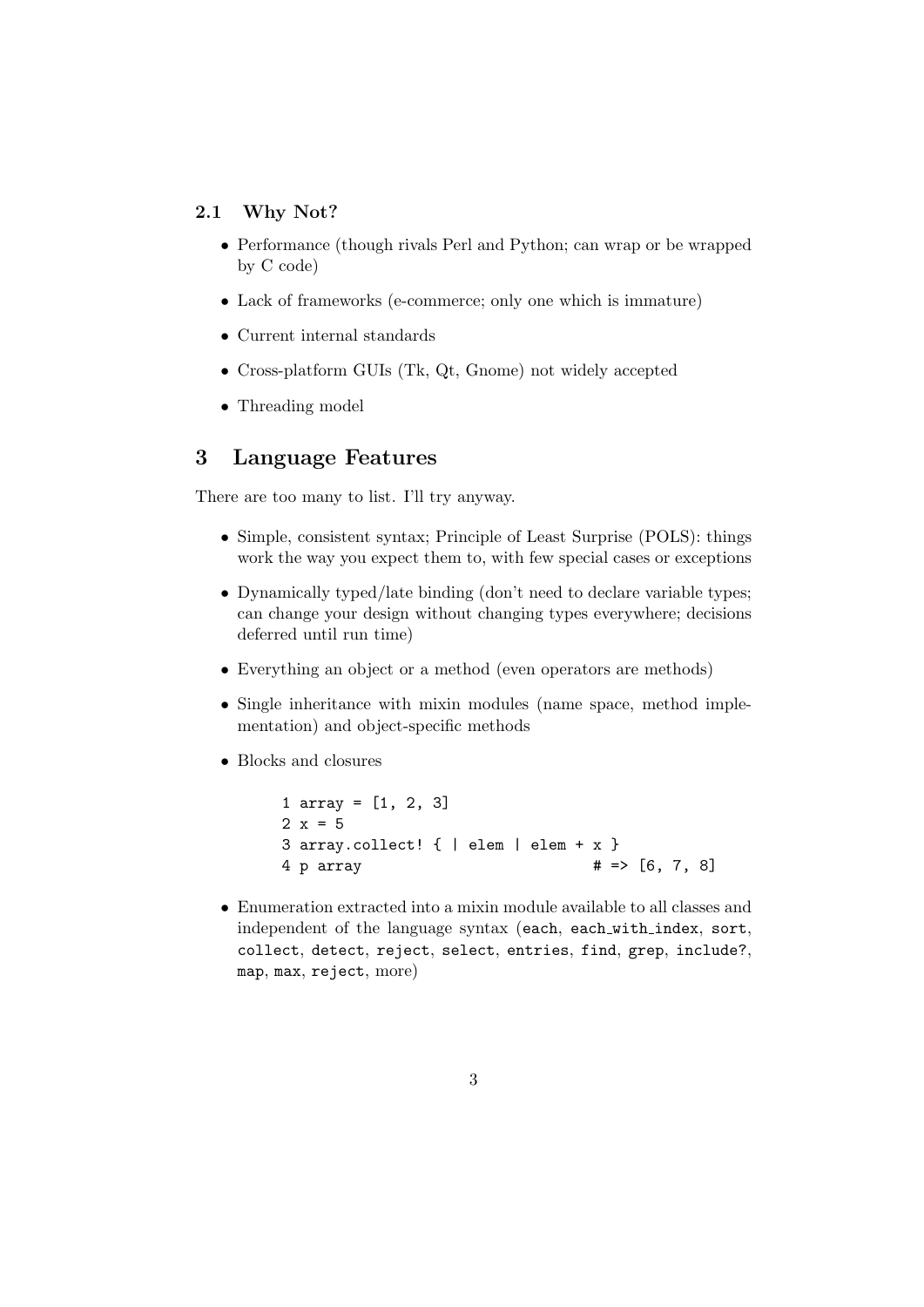### 2.1 Why Not?

- Performance (though rivals Perl and Python; can wrap or be wrapped by C code)
- Lack of frameworks (e-commerce; only one which is immature)
- Current internal standards
- Cross-platform GUIs (Tk, Qt, Gnome) not widely accepted
- Threading model

## 3 Language Features

There are too many to list. I'll try anyway.

- Simple, consistent syntax; Principle of Least Surprise (POLS): things work the way you expect them to, with few special cases or exceptions
- Dynamically typed/late binding (don't need to declare variable types; can change your design without changing types everywhere; decisions deferred until run time)
- Everything an object or a method (even operators are methods)
- Single inheritance with mixin modules (name space, method implementation) and object-specific methods
- Blocks and closures

```
1 array = [1, 2, 3]
2 x = 5
3 array.collect! { | elem | elem + x }
4 p array                          # => [6, 7, 8]
```

- Enumeration extracted into a mixin module available to all classes and independent of the language syntax (`each`, `each_with_index`, `sort`, `collect`, `detect`, `reject`, `select`, `entries`, `find`, `grep`, `include?`, `map`, `max`, `reject`, more)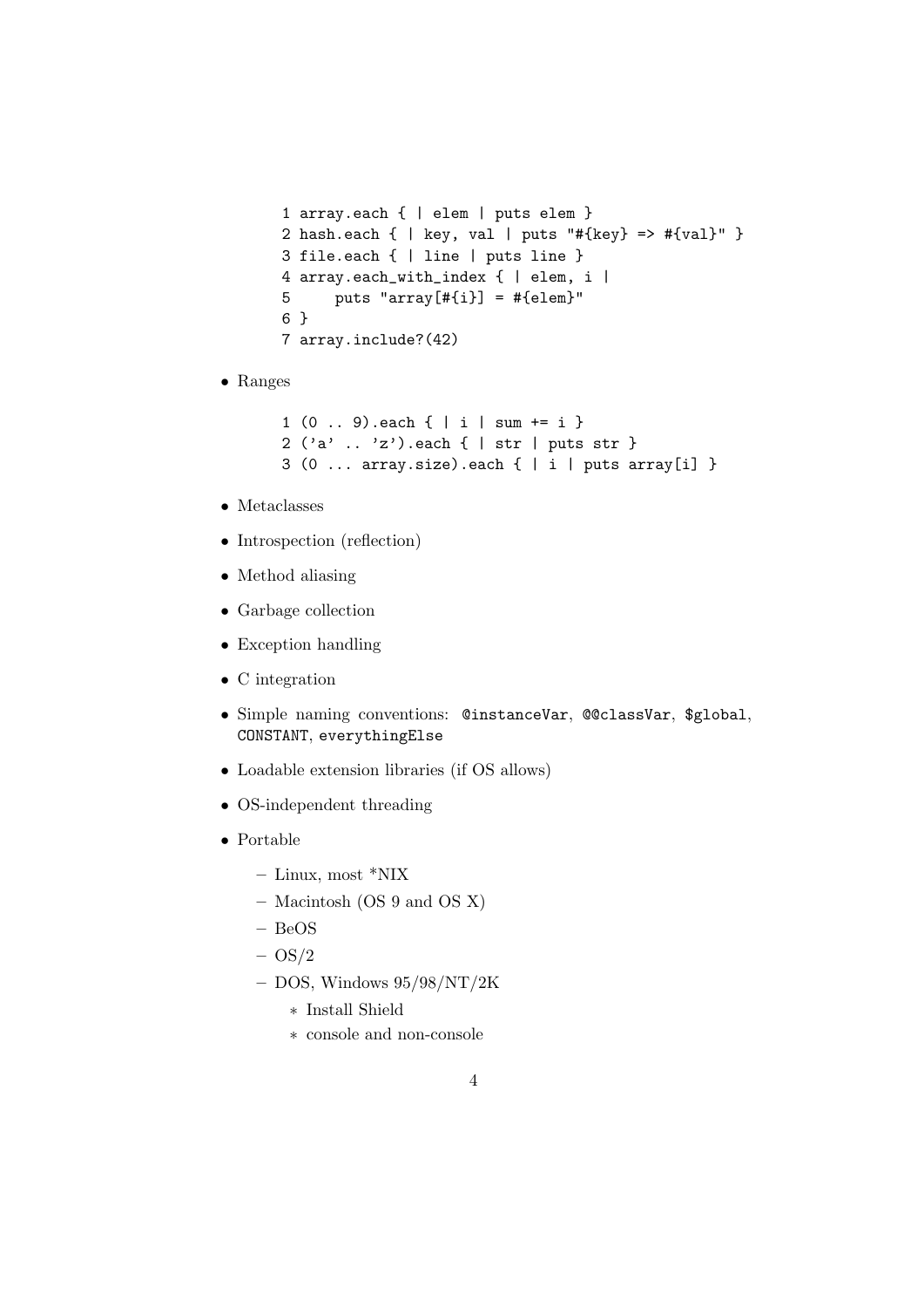```ruby
array.each { | elem | puts elem }
hash.each { | key, val | puts "#{key} => #{val}" }
file.each { | line | puts line }
array.each_with_index { | elem, i |
    puts "array[#{i}] = #{elem}"
}
array.include?(42)
```

- Ranges

```ruby
(0 .. 9).each { | i | sum += i }
('a' .. 'z').each { | str | puts str }
(0 ... array.size).each { | i | puts array[i] }
```

- Metaclasses
- Introspection (reflection)
- Method aliasing
- Garbage collection
- Exception handling
- C integration
- Simple naming conventions: `@instanceVar`, `@@classVar`, `$global`, `CONSTANT`, `everythingElse`
- Loadable extension libraries (if OS allows)
- OS-independent threading
- Portable
  - Linux, most *NIX
  - Macintosh (OS 9 and OS X)
  - BeOS
  - OS/2
  - DOS, Windows 95/98/NT/2K
    - Install Shield
    - console and non-console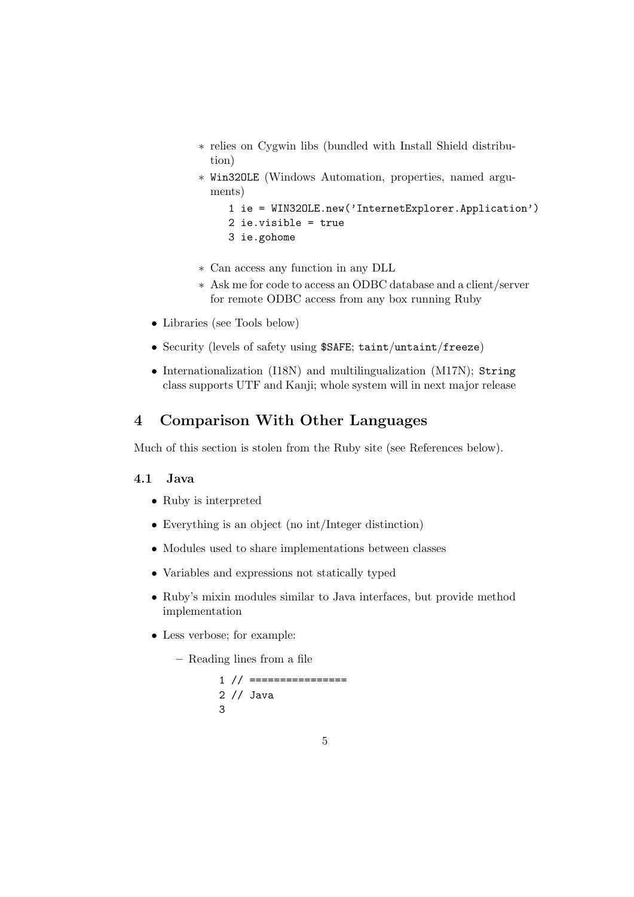* relies on Cygwin libs (bundled with Install Shield distribution)
    * `Win32OLE` (Windows Automation, properties, named arguments)

      ```
      1 ie = WIN32OLE.new('InternetExplorer.Application')
      2 ie.visible = true
      3 ie.gohome
      ```

    * Can access any function in any DLL
    * Ask me for code to access an ODBC database and a client/server for remote ODBC access from any box running Ruby

- Libraries (see Tools below)
- Security (levels of safety using `$SAFE`; `taint`/`untaint`/`freeze`)
- Internationalization (I18N) and multilingualization (M17N); `String` class supports UTF and Kanji; whole system will in next major release

## 4 Comparison With Other Languages

Much of this section is stolen from the Ruby site (see References below).

### 4.1 Java

- Ruby is interpreted
- Everything is an object (no int/Integer distinction)
- Modules used to share implementations between classes
- Variables and expressions not statically typed
- Ruby's mixin modules similar to Java interfaces, but provide method implementation
- Less verbose; for example:
  - Reading lines from a file

    ```
    1 // ================
    2 // Java
    3
    ```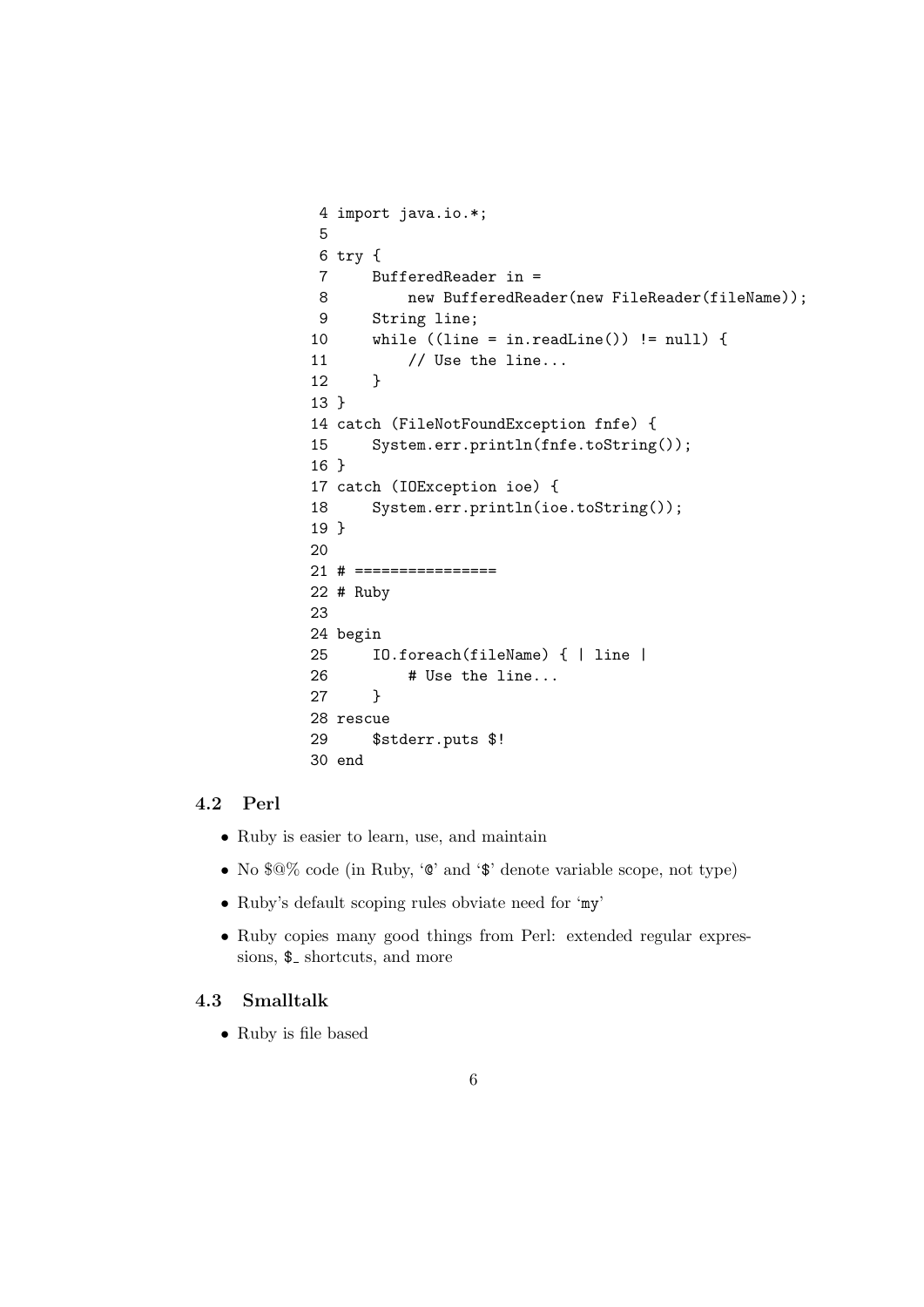```
 4 import java.io.*;
 5
 6 try {
 7     BufferedReader in =
 8         new BufferedReader(new FileReader(fileName));
 9     String line;
10     while ((line = in.readLine()) != null) {
11         // Use the line...
12     }
13 }
14 catch (FileNotFoundException fnfe) {
15     System.err.println(fnfe.toString());
16 }
17 catch (IOException ioe) {
18     System.err.println(ioe.toString());
19 }
20
21 # ================
22 # Ruby
23
24 begin
25     IO.foreach(fileName) { | line |
26         # Use the line...
27     }
28 rescue
29     $stderr.puts $!
30 end
```

### 4.2 Perl

- Ruby is easier to learn, use, and maintain
- No $@% code (in Ruby, '@' and '$' denote variable scope, not type)
- Ruby's default scoping rules obviate need for 'my'
- Ruby copies many good things from Perl: extended regular expressions, `$_` shortcuts, and more

### 4.3 Smalltalk

- Ruby is file based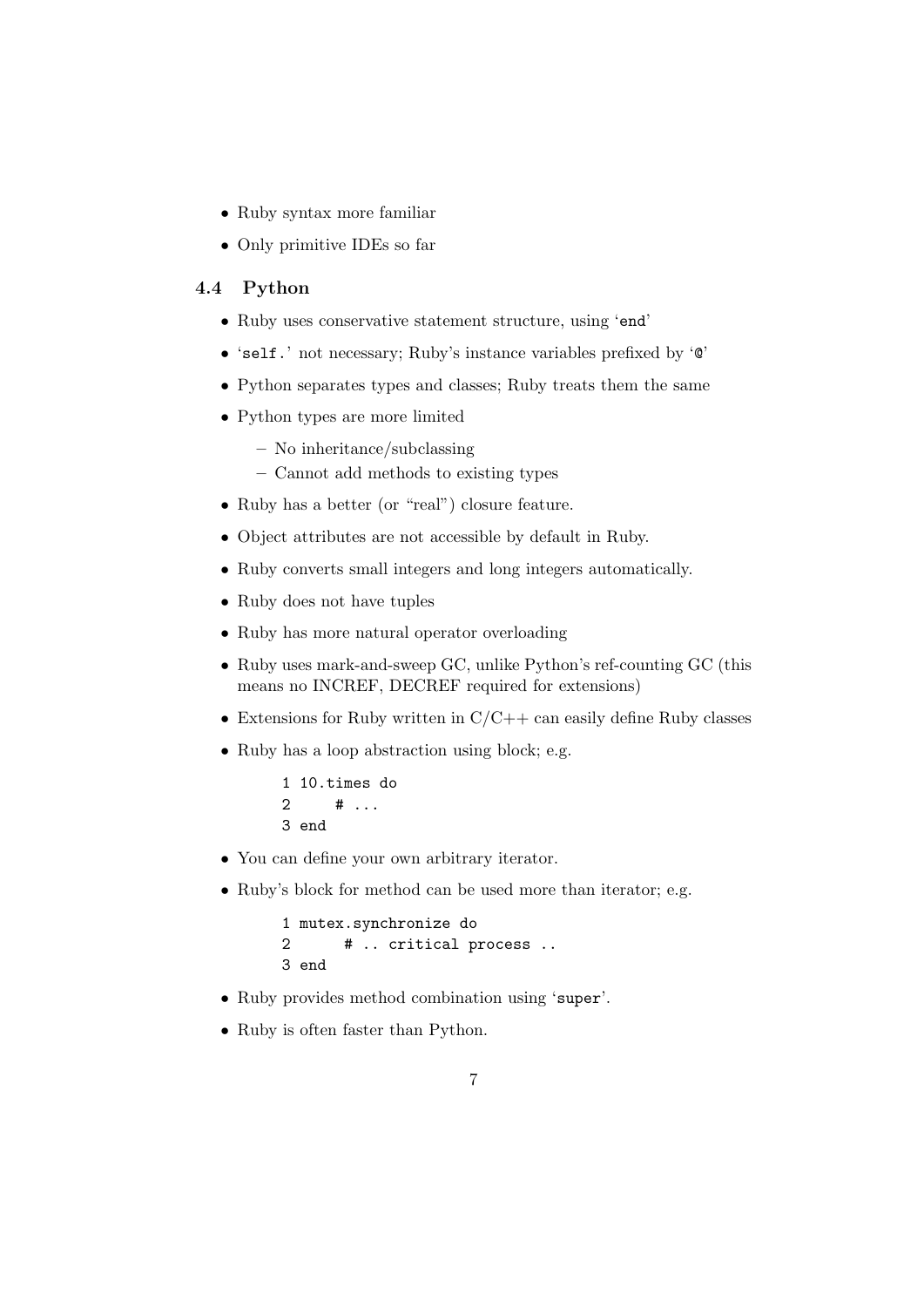- Ruby syntax more familiar
- Only primitive IDEs so far

### 4.4 Python

- Ruby uses conservative statement structure, using '`end`'
- '`self.`' not necessary; Ruby's instance variables prefixed by '`@`'
- Python separates types and classes; Ruby treats them the same
- Python types are more limited
  - No inheritance/subclassing
  - Cannot add methods to existing types
- Ruby has a better (or "real") closure feature.
- Object attributes are not accessible by default in Ruby.
- Ruby converts small integers and long integers automatically.
- Ruby does not have tuples
- Ruby has more natural operator overloading
- Ruby uses mark-and-sweep GC, unlike Python's ref-counting GC (this means no INCREF, DECREF required for extensions)
- Extensions for Ruby written in C/C++ can easily define Ruby classes
- Ruby has a loop abstraction using block; e.g.

```
1 10.times do
2     # ...
3 end
```

- You can define your own arbitrary iterator.
- Ruby's block for method can be used more than iterator; e.g.

```
1 mutex.synchronize do
2      # .. critical process ..
3 end
```

- Ruby provides method combination using '`super`'.
- Ruby is often faster than Python.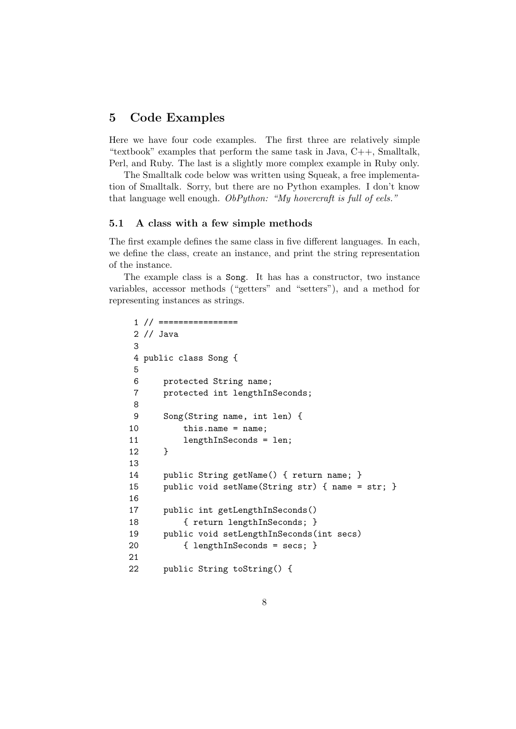## 5 Code Examples

Here we have four code examples. The first three are relatively simple "textbook" examples that perform the same task in Java, C++, Smalltalk, Perl, and Ruby. The last is a slightly more complex example in Ruby only.

The Smalltalk code below was written using Squeak, a free implementation of Smalltalk. Sorry, but there are no Python examples. I don't know that language well enough. *ObPython: "My hovercraft is full of eels."*

### 5.1 A class with a few simple methods

The first example defines the same class in five different languages. In each, we define the class, create an instance, and print the string representation of the instance.

The example class is a `Song`. It has has a constructor, two instance variables, accessor methods ("getters" and "setters"), and a method for representing instances as strings.

```
 1 // ================
 2 // Java
 3 
 4 public class Song {
 5 
 6     protected String name;
 7     protected int lengthInSeconds;
 8 
 9     Song(String name, int len) {
10         this.name = name;
11         lengthInSeconds = len;
12     }
13 
14     public String getName() { return name; }
15     public void setName(String str) { name = str; }
16 
17     public int getLengthInSeconds()
18         { return lengthInSeconds; }
19     public void setLengthInSeconds(int secs)
20         { lengthInSeconds = secs; }
21 
22     public String toString() {
```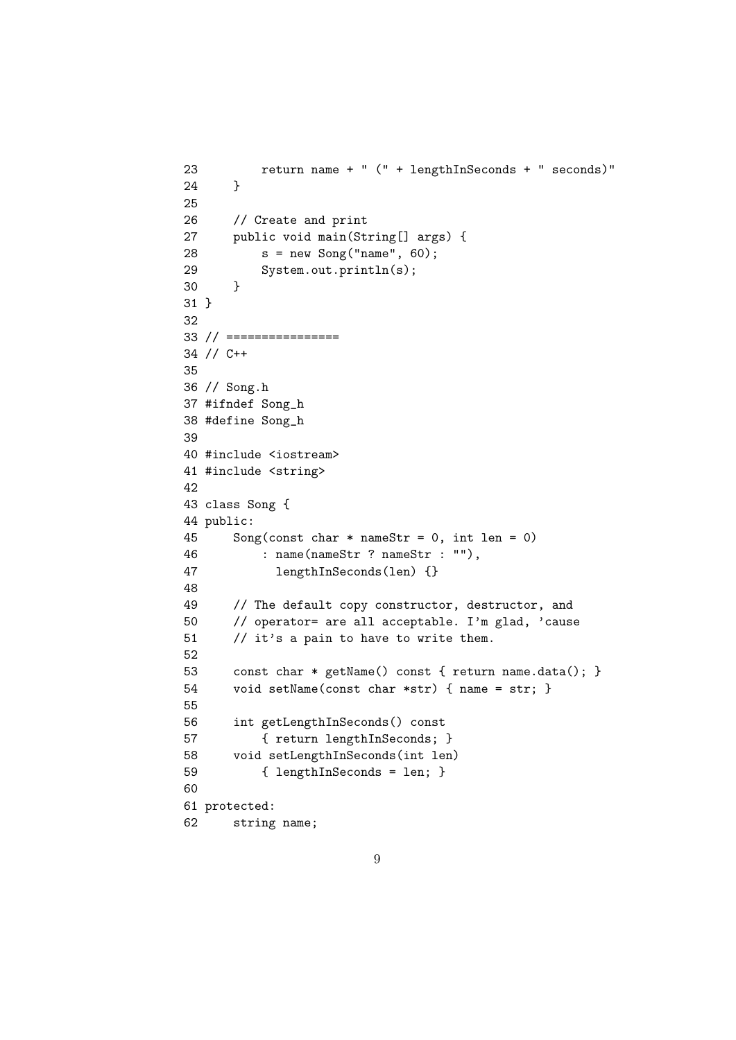```
23         return name + " (" + lengthInSeconds + " seconds)"
24     }
25
26     // Create and print
27     public void main(String[] args) {
28         s = new Song("name", 60);
29         System.out.println(s);
30     }
31 }
32
33 // ================
34 // C++
35
36 // Song.h
37 #ifndef Song_h
38 #define Song_h
39
40 #include <iostream>
41 #include <string>
42
43 class Song {
44 public:
45     Song(const char * nameStr = 0, int len = 0)
46         : name(nameStr ? nameStr : ""),
47           lengthInSeconds(len) {}
48
49     // The default copy constructor, destructor, and
50     // operator= are all acceptable. I'm glad, 'cause
51     // it's a pain to have to write them.
52
53     const char * getName() const { return name.data(); }
54     void setName(const char *str) { name = str; }
55
56     int getLengthInSeconds() const
57         { return lengthInSeconds; }
58     void setLengthInSeconds(int len)
59         { lengthInSeconds = len; }
60
61 protected:
62     string name;
```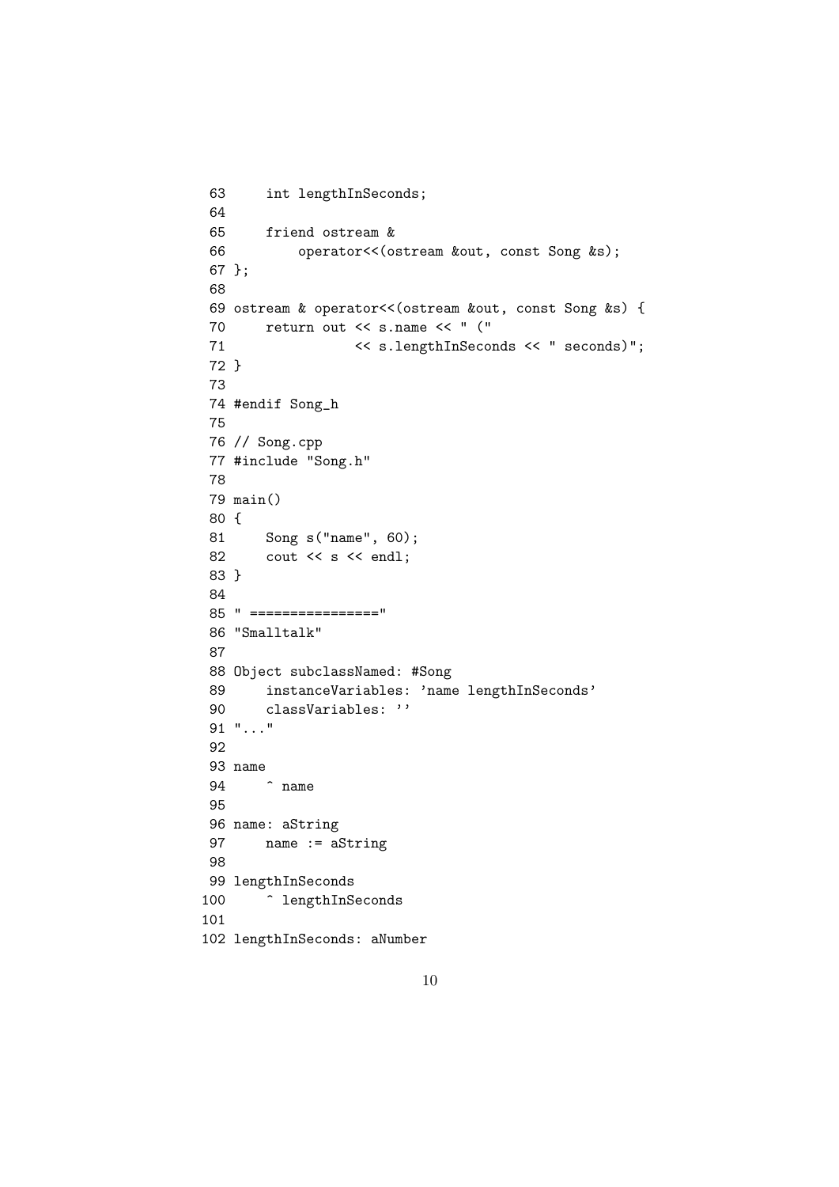```
 63     int lengthInSeconds;
 64
 65     friend ostream &
 66         operator<<(ostream &out, const Song &s);
 67 };
 68
 69 ostream & operator<<(ostream &out, const Song &s) {
 70     return out << s.name << " ("
 71                << s.lengthInSeconds << " seconds)";
 72 }
 73
 74 #endif Song_h
 75
 76 // Song.cpp
 77 #include "Song.h"
 78
 79 main()
 80 {
 81     Song s("name", 60);
 82     cout << s << endl;
 83 }
 84
 85 " ================"
 86 "Smalltalk"
 87
 88 Object subclassNamed: #Song
 89     instanceVariables: 'name lengthInSeconds'
 90     classVariables: ''
 91 "..."
 92
 93 name
 94     ^ name
 95
 96 name: aString
 97     name := aString
 98
 99 lengthInSeconds
100     ^ lengthInSeconds
101
102 lengthInSeconds: aNumber
```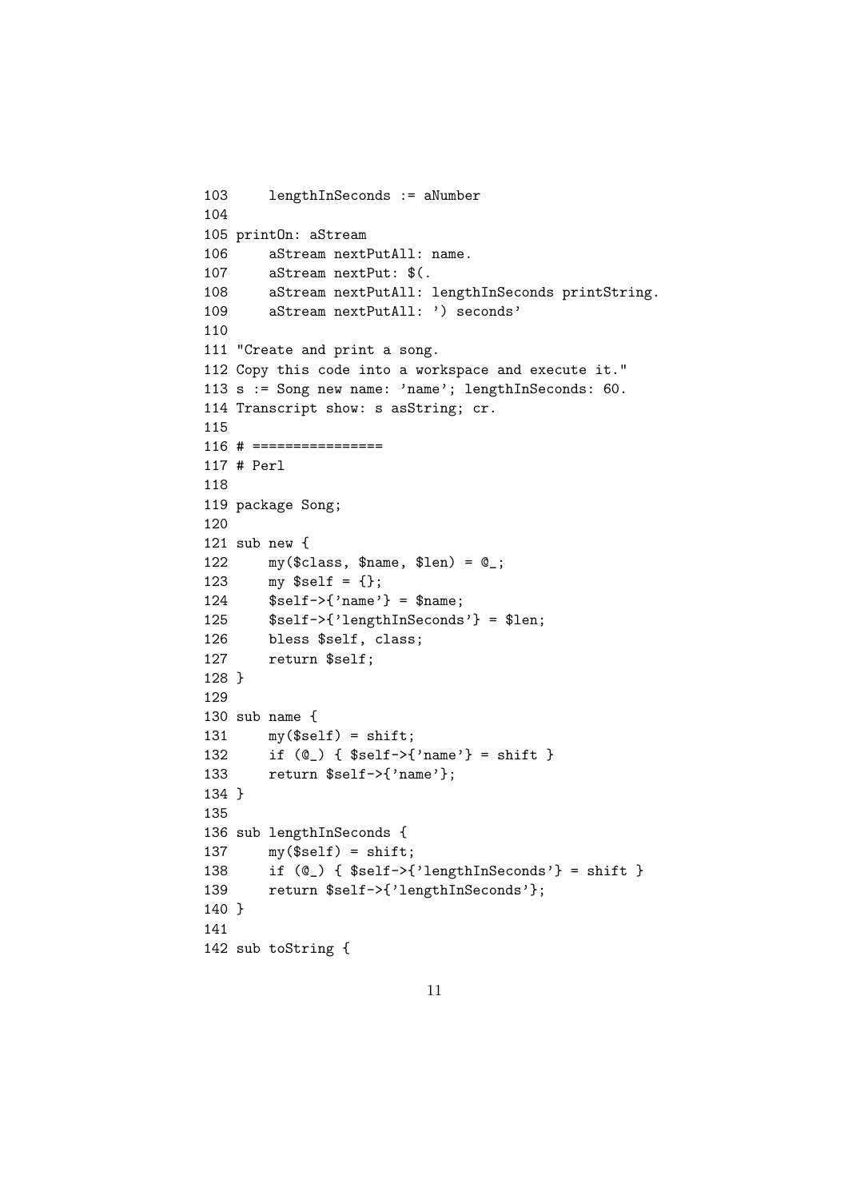```
103     lengthInSeconds := aNumber
104
105 printOn: aStream
106     aStream nextPutAll: name.
107     aStream nextPut: $(.
108     aStream nextPutAll: lengthInSeconds printString.
109     aStream nextPutAll: ') seconds'
110
111 "Create and print a song.
112 Copy this code into a workspace and execute it."
113 s := Song new name: 'name'; lengthInSeconds: 60.
114 Transcript show: s asString; cr.
115
116 # ================
117 # Perl
118
119 package Song;
120
121 sub new {
122     my($class, $name, $len) = @_;
123     my $self = {};
124     $self->{'name'} = $name;
125     $self->{'lengthInSeconds'} = $len;
126     bless $self, class;
127     return $self;
128 }
129
130 sub name {
131     my($self) = shift;
132     if (@_) { $self->{'name'} = shift }
133     return $self->{'name'};
134 }
135
136 sub lengthInSeconds {
137     my($self) = shift;
138     if (@_) { $self->{'lengthInSeconds'} = shift }
139     return $self->{'lengthInSeconds'};
140 }
141
142 sub toString {
```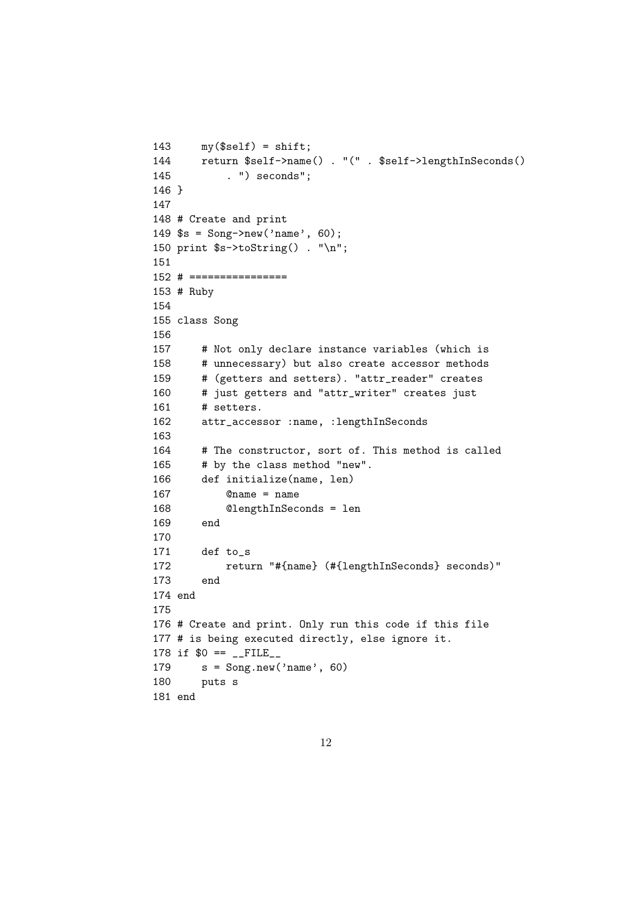```
143     my($self) = shift;
144     return $self->name() . "(" . $self->lengthInSeconds()
145         . ") seconds";
146 }
147
148 # Create and print
149 $s = Song->new('name', 60);
150 print $s->toString() . "\n";
151
152 # ================
153 # Ruby
154
155 class Song
156
157     # Not only declare instance variables (which is
158     # unnecessary) but also create accessor methods
159     # (getters and setters). "attr_reader" creates
160     # just getters and "attr_writer" creates just
161     # setters.
162     attr_accessor :name, :lengthInSeconds
163
164     # The constructor, sort of. This method is called
165     # by the class method "new".
166     def initialize(name, len)
167         @name = name
168         @lengthInSeconds = len
169     end
170
171     def to_s
172         return "#{name} (#{lengthInSeconds} seconds)"
173     end
174 end
175
176 # Create and print. Only run this code if this file
177 # is being executed directly, else ignore it.
178 if $0 == __FILE__
179     s = Song.new('name', 60)
180     puts s
181 end
```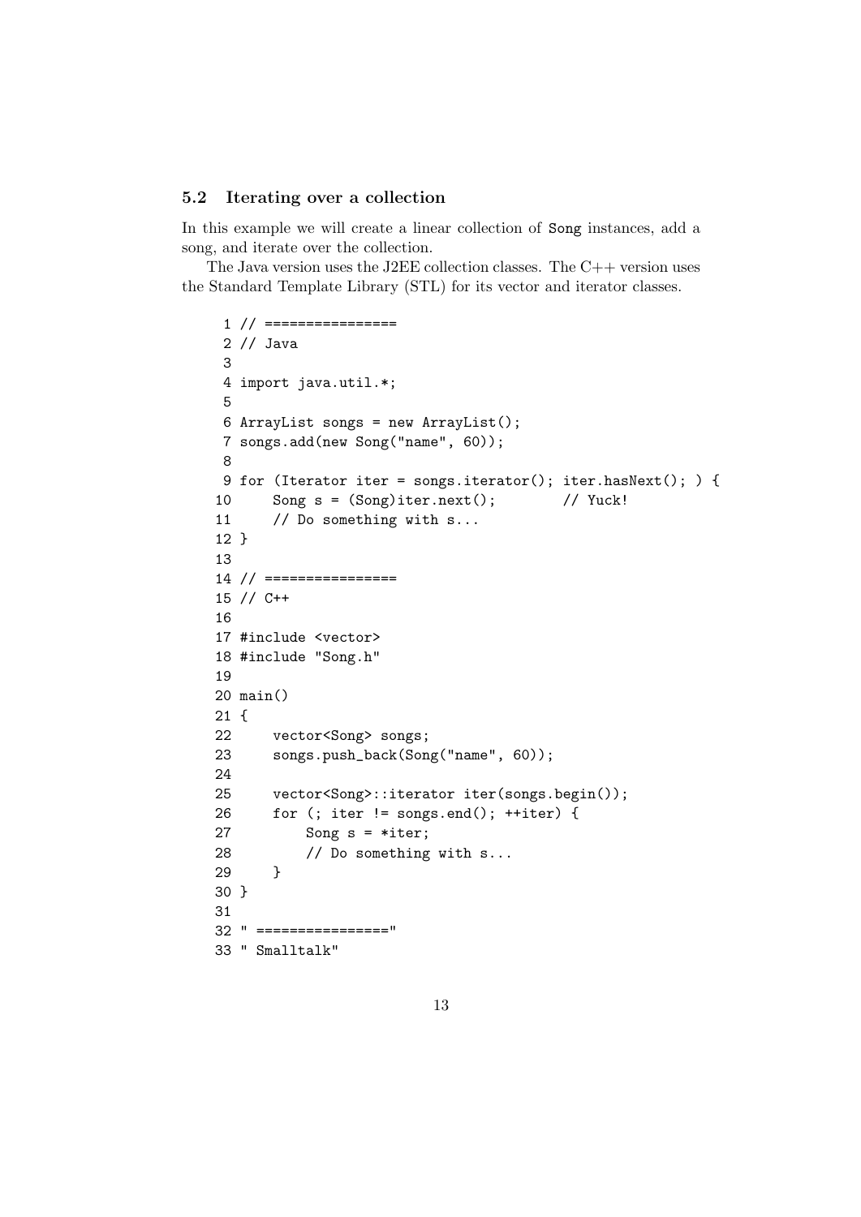## 5.2 Iterating over a collection

In this example we will create a linear collection of `Song` instances, add a song, and iterate over the collection.

The Java version uses the J2EE collection classes. The C++ version uses the Standard Template Library (STL) for its vector and iterator classes.

```
 1 // ================
 2 // Java
 3 
 4 import java.util.*;
 5 
 6 ArrayList songs = new ArrayList();
 7 songs.add(new Song("name", 60));
 8 
 9 for (Iterator iter = songs.iterator(); iter.hasNext(); ) {
10     Song s = (Song)iter.next();        // Yuck!
11     // Do something with s...
12 }
13 
14 // ================
15 // C++
16 
17 #include <vector>
18 #include "Song.h"
19 
20 main()
21 {
22     vector<Song> songs;
23     songs.push_back(Song("name", 60));
24 
25     vector<Song>::iterator iter(songs.begin());
26     for (; iter != songs.end(); ++iter) {
27         Song s = *iter;
28         // Do something with s...
29     }
30 }
31 
32 " ================"
33 " Smalltalk"
```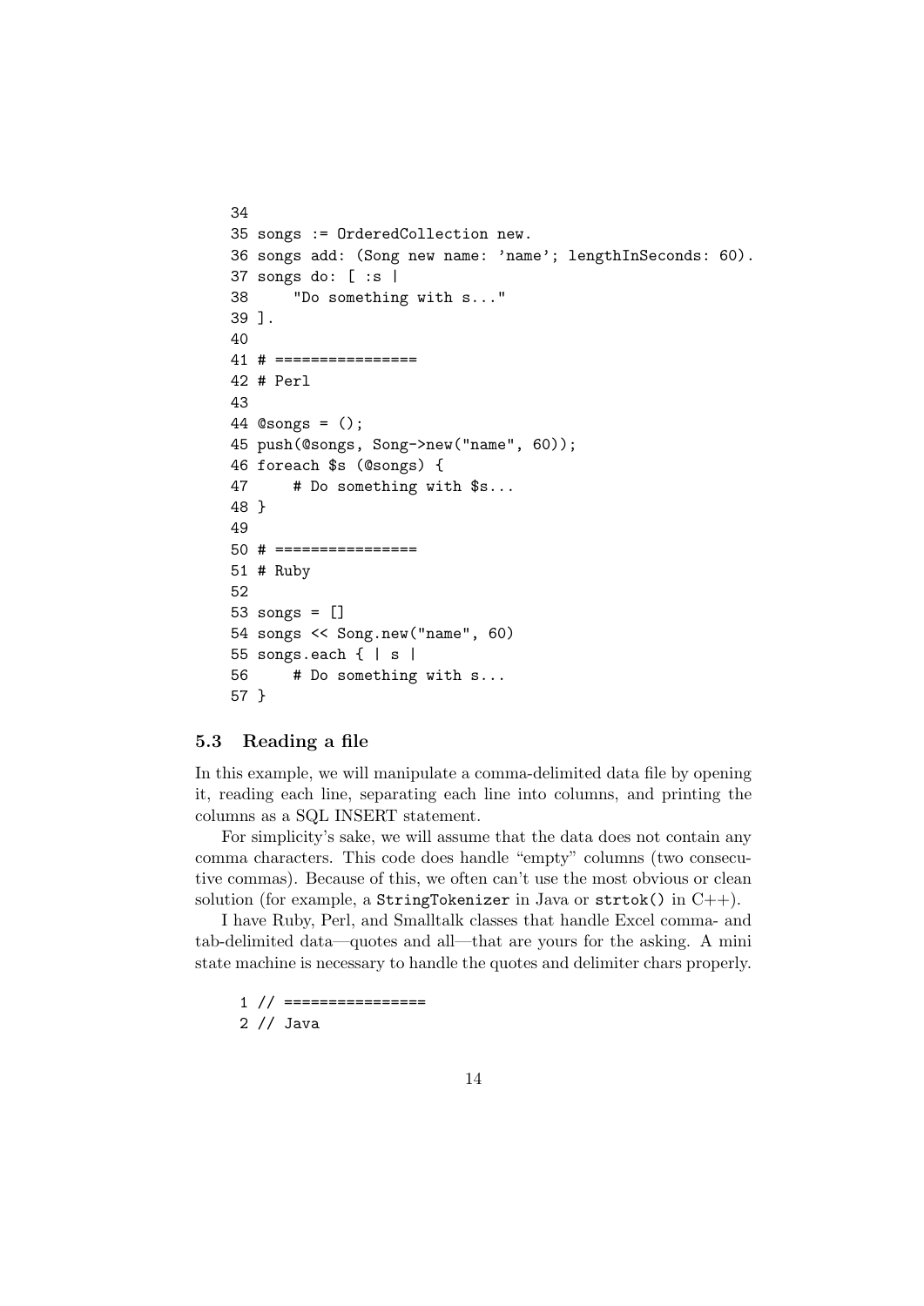```
34
35 songs := OrderedCollection new.
36 songs add: (Song new name: 'name'; lengthInSeconds: 60).
37 songs do: [ :s |
38     "Do something with s..."
39 ].
40
41 # ================
42 # Perl
43
44 @songs = ();
45 push(@songs, Song->new("name", 60));
46 foreach $s (@songs) {
47     # Do something with $s...
48 }
49
50 # ================
51 # Ruby
52
53 songs = []
54 songs << Song.new("name", 60)
55 songs.each { | s |
56     # Do something with s...
57 }
```

### 5.3 Reading a file

In this example, we will manipulate a comma-delimited data file by opening it, reading each line, separating each line into columns, and printing the columns as a SQL INSERT statement.

For simplicity's sake, we will assume that the data does not contain any comma characters. This code does handle "empty" columns (two consecutive commas). Because of this, we often can't use the most obvious or clean solution (for example, a `StringTokenizer` in Java or `strtok()` in C++).

I have Ruby, Perl, and Smalltalk classes that handle Excel comma- and tab-delimited data—quotes and all—that are yours for the asking. A mini state machine is necessary to handle the quotes and delimiter chars properly.

```
1 // ================
2 // Java
```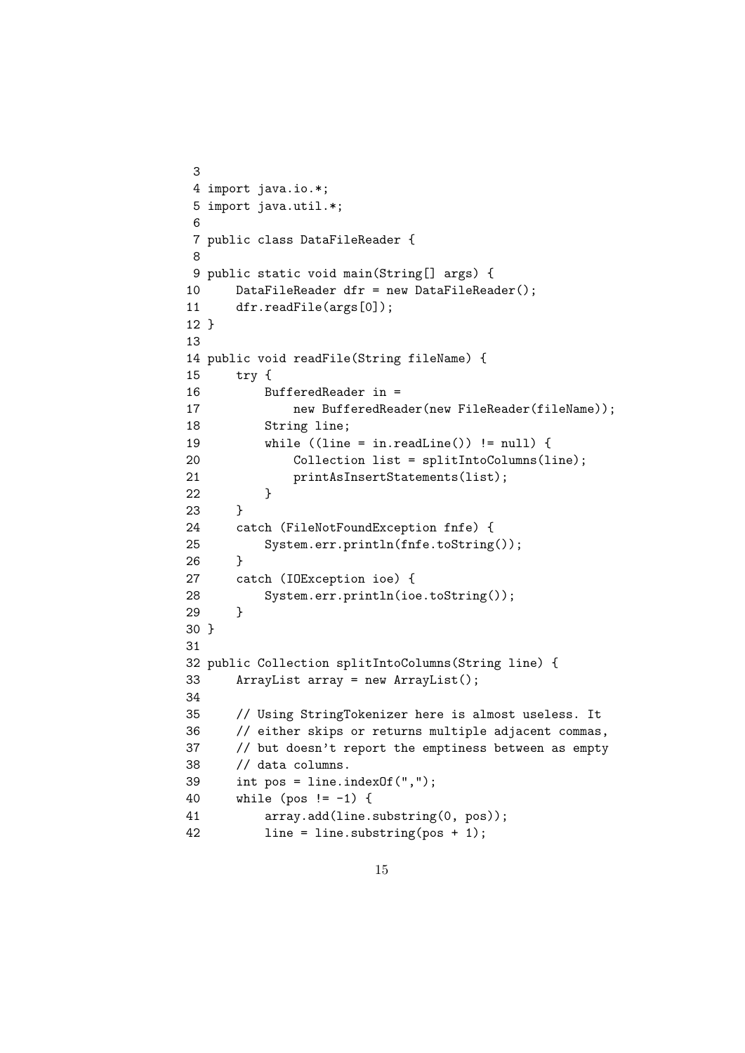```
 3
 4 import java.io.*;
 5 import java.util.*;
 6
 7 public class DataFileReader {
 8
 9 public static void main(String[] args) {
10     DataFileReader dfr = new DataFileReader();
11     dfr.readFile(args[0]);
12 }
13
14 public void readFile(String fileName) {
15     try {
16         BufferedReader in =
17             new BufferedReader(new FileReader(fileName));
18         String line;
19         while ((line = in.readLine()) != null) {
20             Collection list = splitIntoColumns(line);
21             printAsInsertStatements(list);
22         }
23     }
24     catch (FileNotFoundException fnfe) {
25         System.err.println(fnfe.toString());
26     }
27     catch (IOException ioe) {
28         System.err.println(ioe.toString());
29     }
30 }
31
32 public Collection splitIntoColumns(String line) {
33     ArrayList array = new ArrayList();
34
35     // Using StringTokenizer here is almost useless. It
36     // either skips or returns multiple adjacent commas,
37     // but doesn't report the emptiness between as empty
38     // data columns.
39     int pos = line.indexOf(",");
40     while (pos != -1) {
41         array.add(line.substring(0, pos));
42         line = line.substring(pos + 1);
```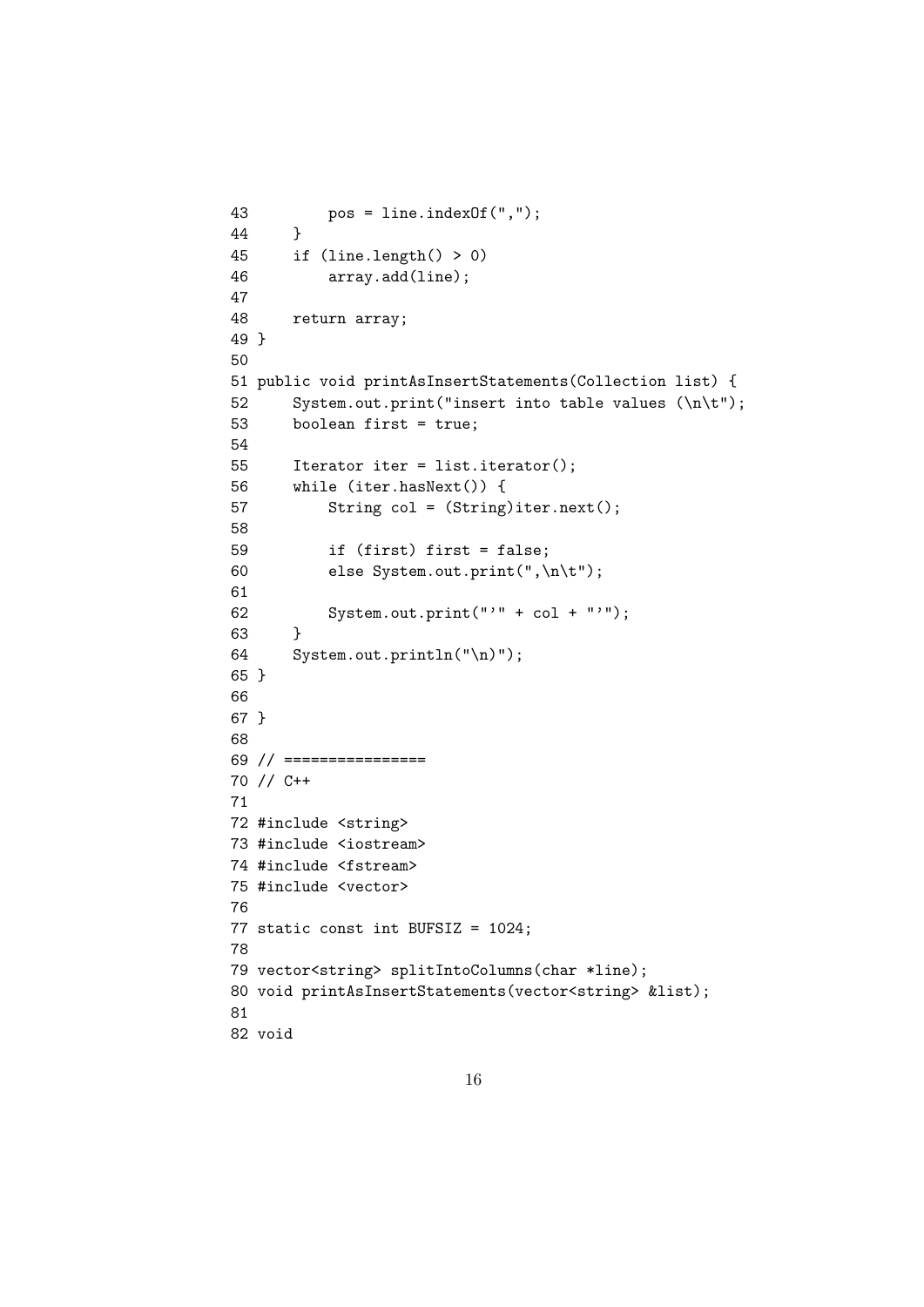```
43         pos = line.indexOf(",");
44     }
45     if (line.length() > 0)
46         array.add(line);
47
48     return array;
49 }
50
51 public void printAsInsertStatements(Collection list) {
52     System.out.print("insert into table values (\n\t");
53     boolean first = true;
54
55     Iterator iter = list.iterator();
56     while (iter.hasNext()) {
57         String col = (String)iter.next();
58
59         if (first) first = false;
60         else System.out.print(",\n\t");
61
62         System.out.print("'" + col + "'");
63     }
64     System.out.println("\n)");
65 }
66
67 }
68
69 // ================
70 // C++
71
72 #include <string>
73 #include <iostream>
74 #include <fstream>
75 #include <vector>
76
77 static const int BUFSIZ = 1024;
78
79 vector<string> splitIntoColumns(char *line);
80 void printAsInsertStatements(vector<string> &list);
81
82 void
```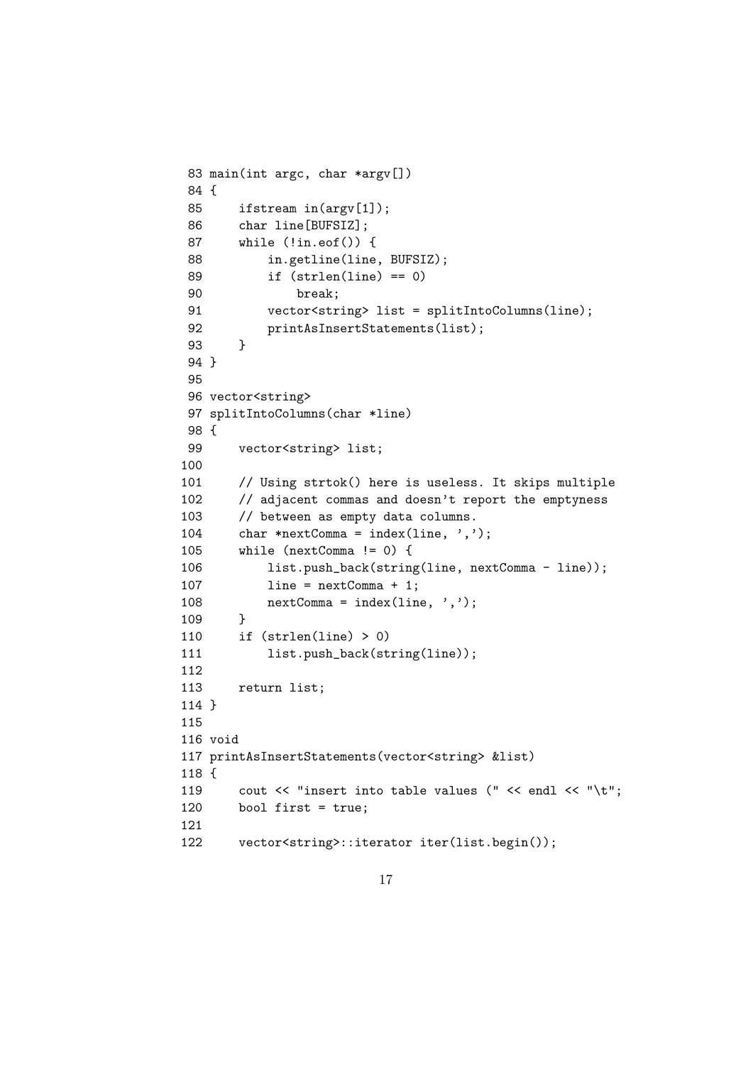```
 83 main(int argc, char *argv[])
 84 {
 85     ifstream in(argv[1]);
 86     char line[BUFSIZ];
 87     while (!in.eof()) {
 88         in.getline(line, BUFSIZ);
 89         if (strlen(line) == 0)
 90             break;
 91         vector<string> list = splitIntoColumns(line);
 92         printAsInsertStatements(list);
 93     }
 94 }
 95
 96 vector<string>
 97 splitIntoColumns(char *line)
 98 {
 99     vector<string> list;
100
101     // Using strtok() here is useless. It skips multiple
102     // adjacent commas and doesn't report the emptyness
103     // between as empty data columns.
104     char *nextComma = index(line, ',');
105     while (nextComma != 0) {
106         list.push_back(string(line, nextComma - line));
107         line = nextComma + 1;
108         nextComma = index(line, ',');
109     }
110     if (strlen(line) > 0)
111         list.push_back(string(line));
112
113     return list;
114 }
115
116 void
117 printAsInsertStatements(vector<string> &list)
118 {
119     cout << "insert into table values (" << endl << "\t";
120     bool first = true;
121
122     vector<string>::iterator iter(list.begin());
```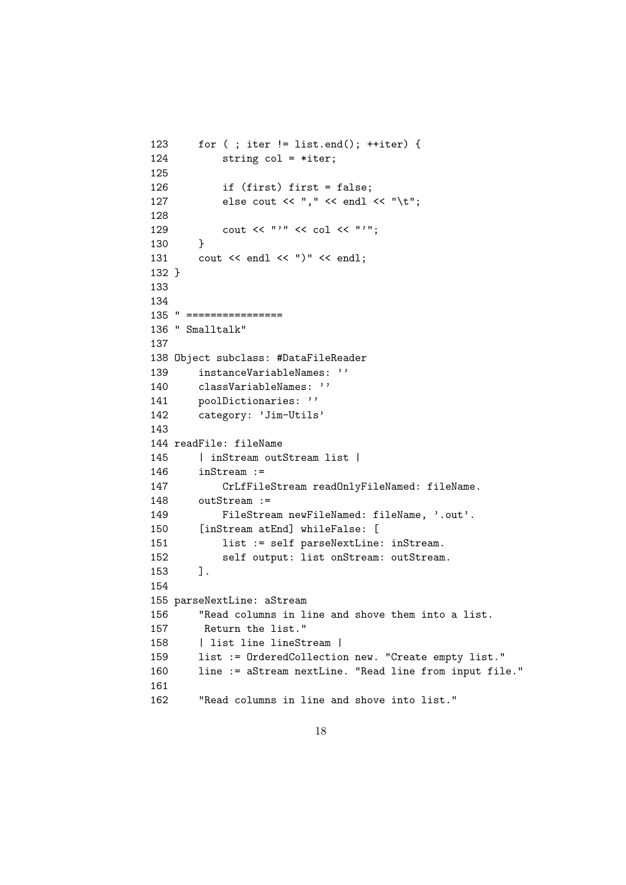```
123     for ( ; iter != list.end(); ++iter) {
124         string col = *iter;
125 
126         if (first) first = false;
127         else cout << "," << endl << "\t";
128 
129         cout << "'" << col << "'";
130     }
131     cout << endl << ")" << endl;
132 }
133 
134 
135 " ================
136 " Smalltalk"
137 
138 Object subclass: #DataFileReader
139     instanceVariableNames: ''
140     classVariableNames: ''
141     poolDictionaries: ''
142     category: 'Jim-Utils'
143 
144 readFile: fileName
145     | inStream outStream list |
146     inStream :=
147         CrLfFileStream readOnlyFileNamed: fileName.
148     outStream :=
149         FileStream newFileNamed: fileName, '.out'.
150     [inStream atEnd] whileFalse: [
151         list := self parseNextLine: inStream.
152         self output: list onStream: outStream.
153     ].
154 
155 parseNextLine: aStream
156     "Read columns in line and shove them into a list.
157      Return the list."
158     | list line lineStream |
159     list := OrderedCollection new. "Create empty list."
160     line := aStream nextLine. "Read line from input file."
161 
162     "Read columns in line and shove into list."
```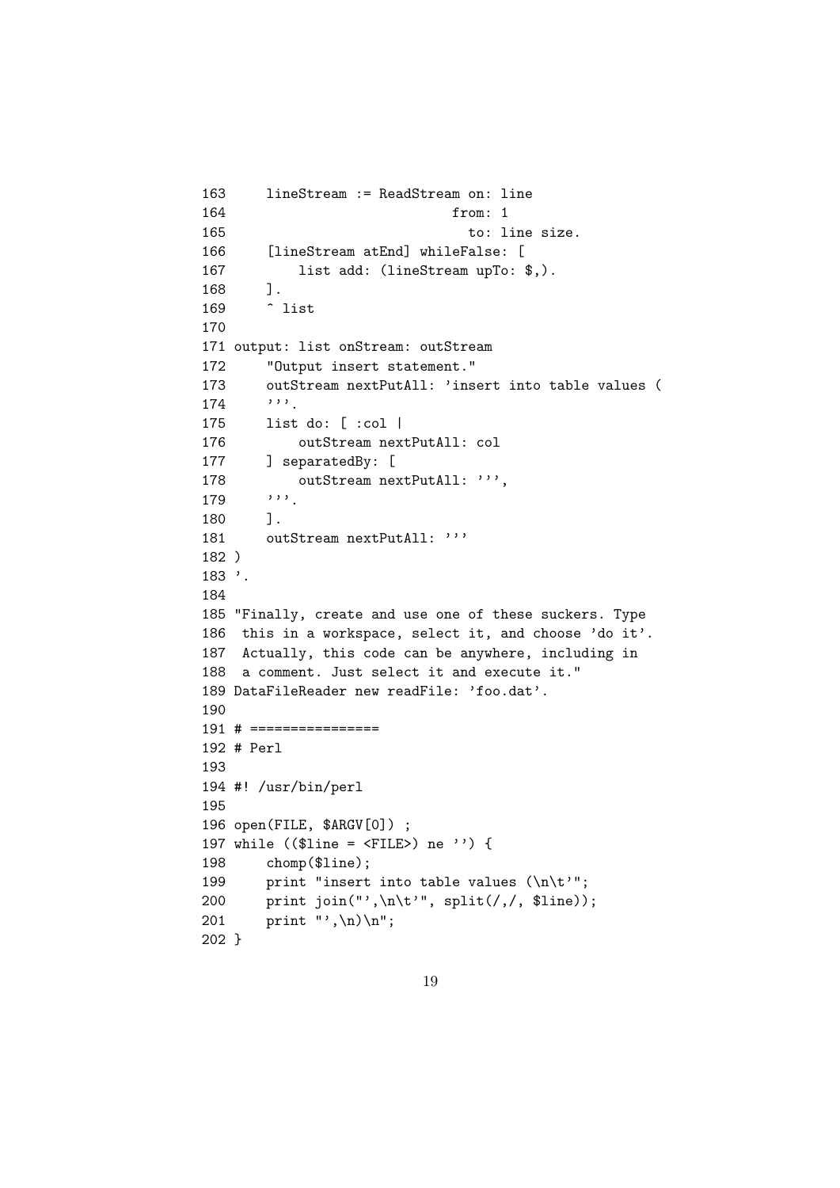```
163     lineStream := ReadStream on: line
164                            from: 1
165                              to: line size.
166     [lineStream atEnd] whileFalse: [
167         list add: (lineStream upTo: $,).
168     ].
169     ^ list
170
171 output: list onStream: outStream
172     "Output insert statement."
173     outStream nextPutAll: 'insert into table values (
174     '''.
175     list do: [ :col |
176         outStream nextPutAll: col
177     ] separatedBy: [
178         outStream nextPutAll: ''',
179     '''.
180     ].
181     outStream nextPutAll: '''
182 )
183 '.
184
185 "Finally, create and use one of these suckers. Type
186  this in a workspace, select it, and choose 'do it'.
187  Actually, this code can be anywhere, including in
188  a comment. Just select it and execute it."
189 DataFileReader new readFile: 'foo.dat'.
190
191 # ================
192 # Perl
193
194 #! /usr/bin/perl
195
196 open(FILE, $ARGV[0]) ;
197 while (($line = <FILE>) ne '') {
198     chomp($line);
199     print "insert into table values (\n\t'";
200     print join("',\n\t'", split(/,/, $line));
201     print "',\n)\n";
202 }
```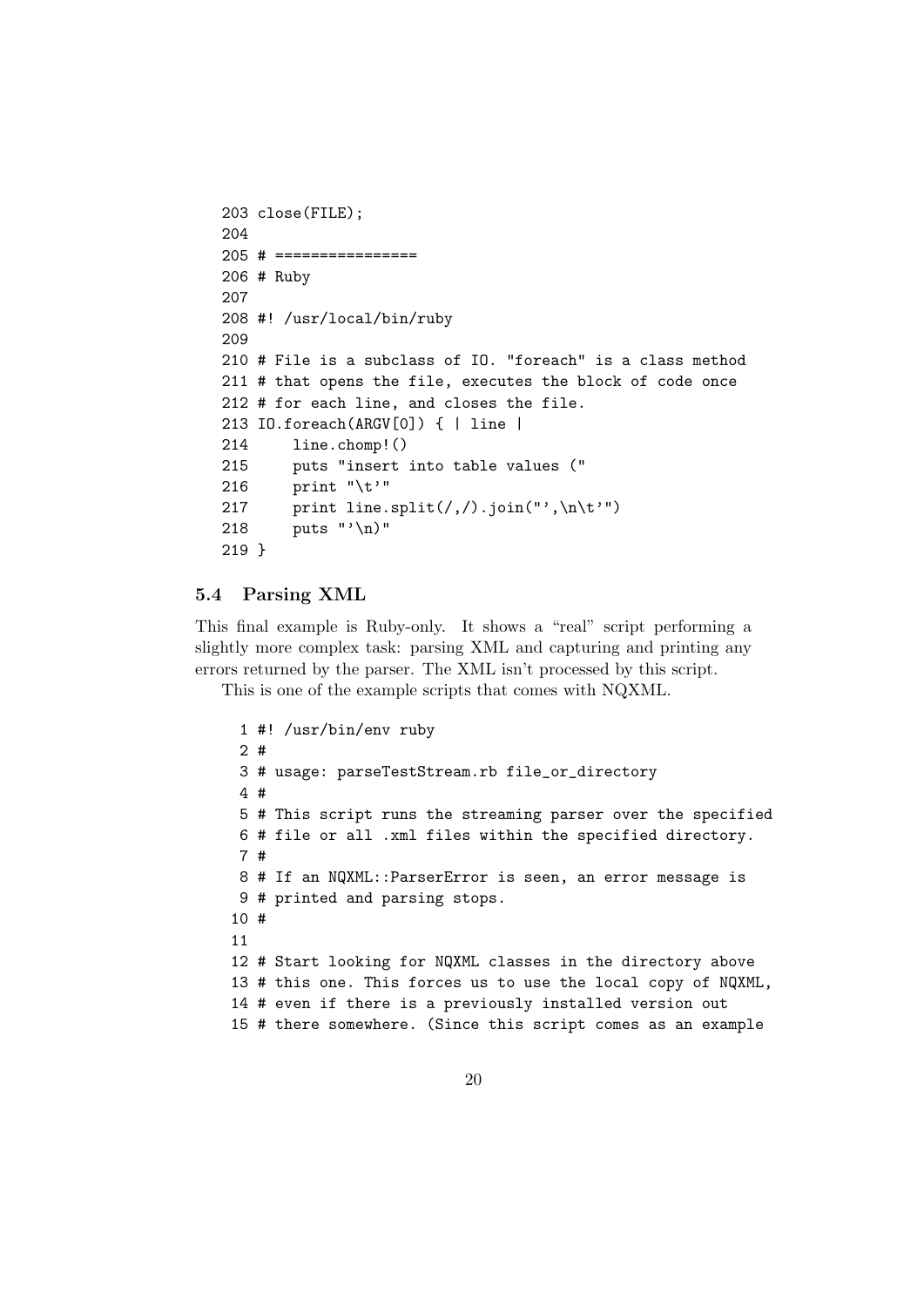```
203 close(FILE);
204
205 # ================
206 # Ruby
207
208 #! /usr/local/bin/ruby
209
210 # File is a subclass of IO. "foreach" is a class method
211 # that opens the file, executes the block of code once
212 # for each line, and closes the file.
213 IO.foreach(ARGV[0]) { | line |
214     line.chomp!()
215     puts "insert into table values ("
216     print "\t'"
217     print line.split(/,/).join("',\n\t'")
218     puts "'\n)"
219 }
```

### 5.4 Parsing XML

This final example is Ruby-only. It shows a “real” script performing a slightly more complex task: parsing XML and capturing and printing any errors returned by the parser. The XML isn’t processed by this script.

This is one of the example scripts that comes with NQXML.

```
 1 #! /usr/bin/env ruby
 2 #
 3 # usage: parseTestStream.rb file_or_directory
 4 #
 5 # This script runs the streaming parser over the specified
 6 # file or all .xml files within the specified directory.
 7 #
 8 # If an NQXML::ParserError is seen, an error message is
 9 # printed and parsing stops.
10 #
11
12 # Start looking for NQXML classes in the directory above
13 # this one. This forces us to use the local copy of NQXML,
14 # even if there is a previously installed version out
15 # there somewhere. (Since this script comes as an example
```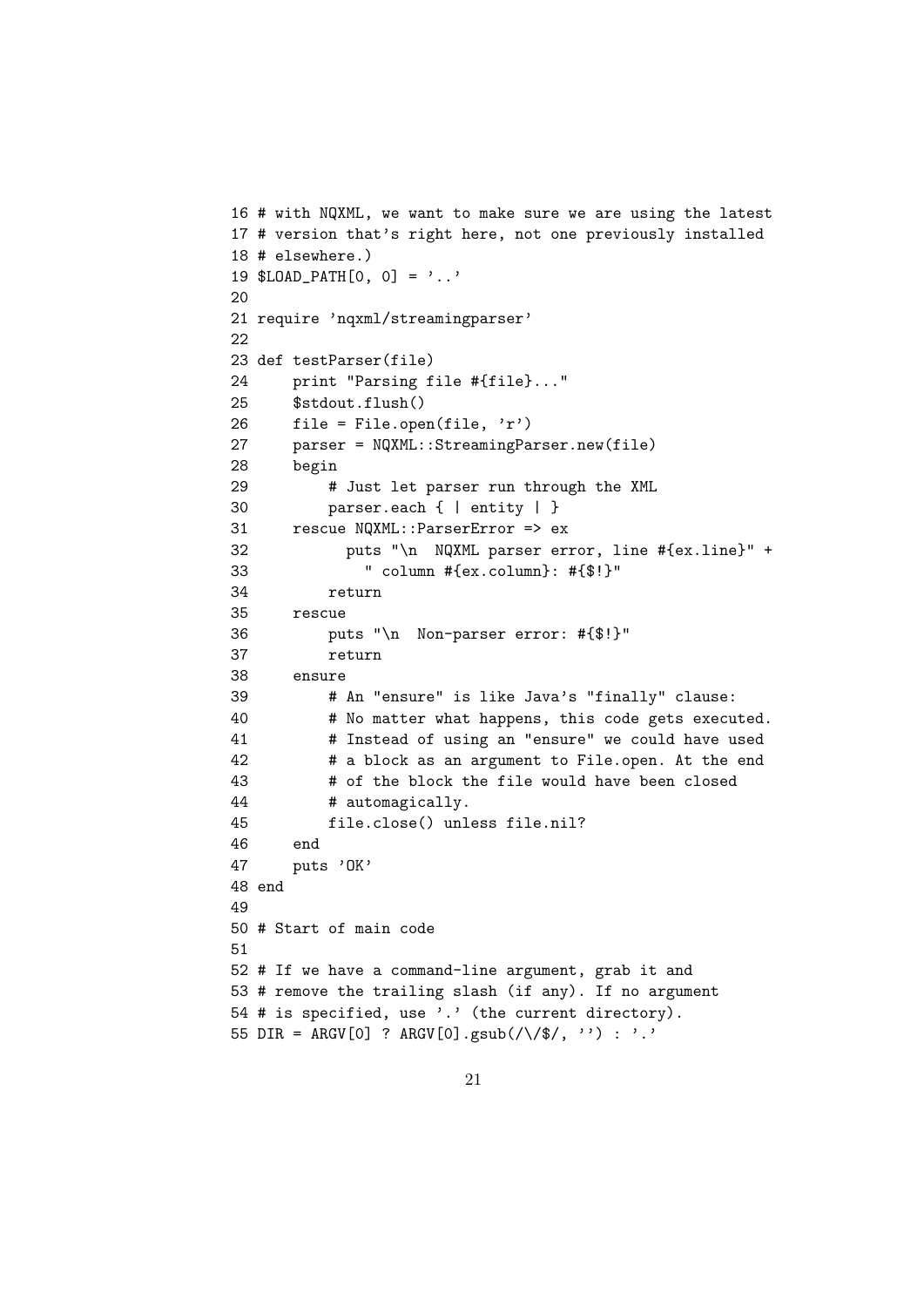```
16 # with NQXML, we want to make sure we are using the latest
17 # version that's right here, not one previously installed
18 # elsewhere.)
19 $LOAD_PATH[0, 0] = '..'
20
21 require 'nqxml/streamingparser'
22
23 def testParser(file)
24     print "Parsing file #{file}..."
25     $stdout.flush()
26     file = File.open(file, 'r')
27     parser = NQXML::StreamingParser.new(file)
28     begin
29         # Just let parser run through the XML
30         parser.each { | entity | }
31     rescue NQXML::ParserError => ex
32           puts "\n  NQXML parser error, line #{ex.line}" +
33             " column #{ex.column}: #{$!}"
34         return
35     rescue
36         puts "\n  Non-parser error: #{$!}"
37         return
38     ensure
39         # An "ensure" is like Java's "finally" clause:
40         # No matter what happens, this code gets executed.
41         # Instead of using an "ensure" we could have used
42         # a block as an argument to File.open. At the end
43         # of the block the file would have been closed
44         # automagically.
45         file.close() unless file.nil?
46     end
47     puts 'OK'
48 end
49
50 # Start of main code
51
52 # If we have a command-line argument, grab it and
53 # remove the trailing slash (if any). If no argument
54 # is specified, use '.' (the current directory).
55 DIR = ARGV[0] ? ARGV[0].gsub(/\/$/, '') : '.'
```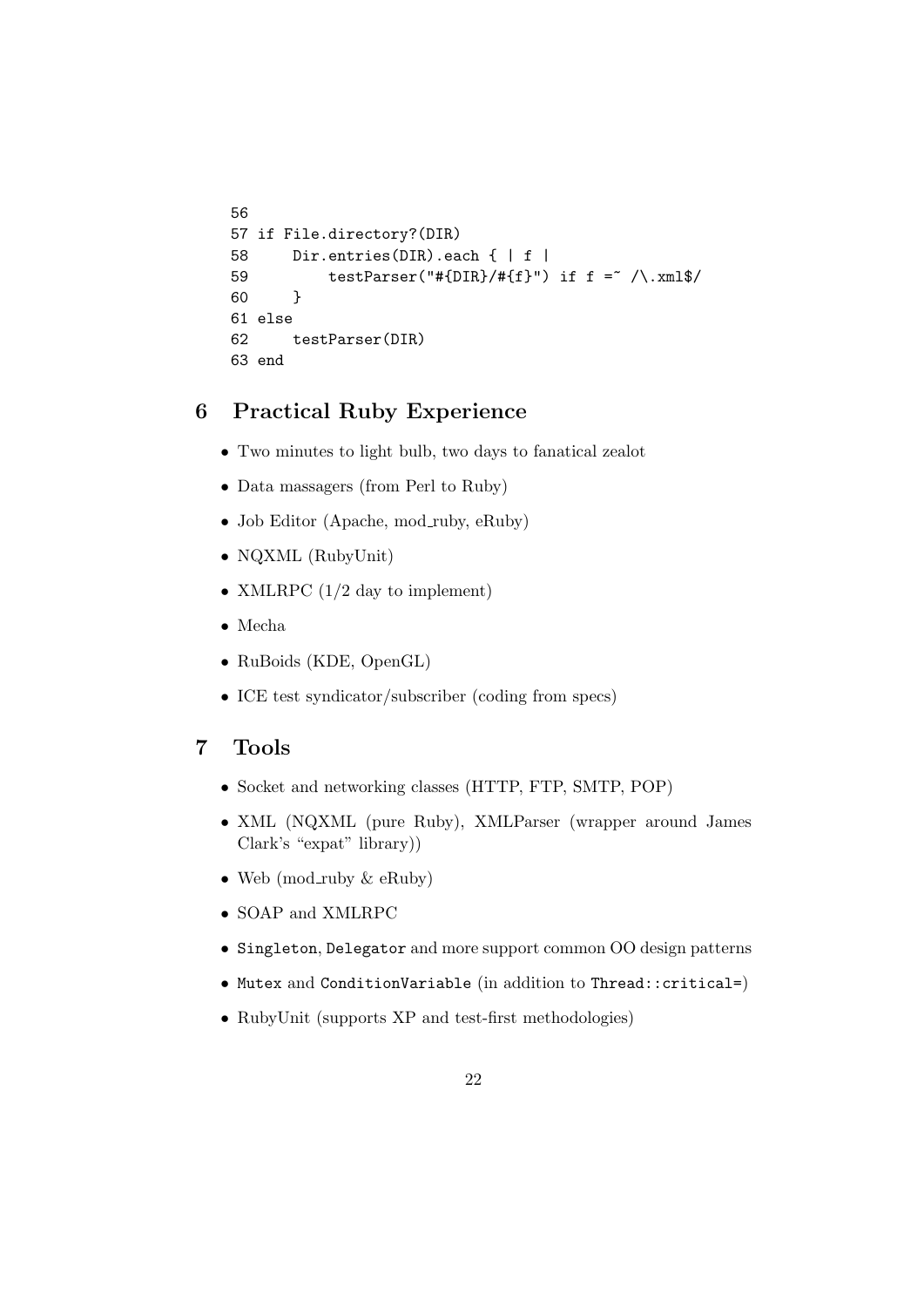```
56
57 if File.directory?(DIR)
58     Dir.entries(DIR).each { | f |
59         testParser("#{DIR}/#{f}") if f =~ /\.xml$/
60     }
61 else
62     testParser(DIR)
63 end
```

## 6 Practical Ruby Experience

- Two minutes to light bulb, two days to fanatical zealot
- Data massagers (from Perl to Ruby)
- Job Editor (Apache, mod_ruby, eRuby)
- NQXML (RubyUnit)
- XMLRPC (1/2 day to implement)
- Mecha
- RuBoids (KDE, OpenGL)
- ICE test syndicator/subscriber (coding from specs)

## 7 Tools

- Socket and networking classes (HTTP, FTP, SMTP, POP)
- XML (NQXML (pure Ruby), XMLParser (wrapper around James Clark's "expat" library))
- Web (mod_ruby & eRuby)
- SOAP and XMLRPC
- `Singleton`, `Delegator` and more support common OO design patterns
- `Mutex` and `ConditionVariable` (in addition to `Thread::critical=`)
- RubyUnit (supports XP and test-first methodologies)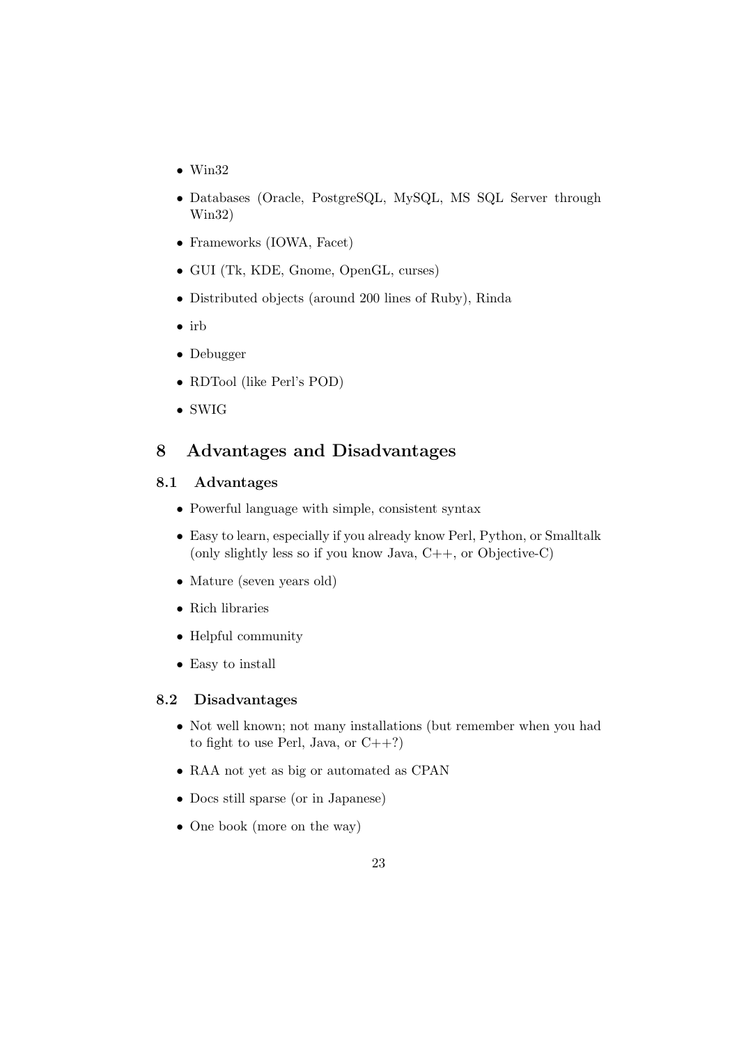- Win32
- Databases (Oracle, PostgreSQL, MySQL, MS SQL Server through Win32)
- Frameworks (IOWA, Facet)
- GUI (Tk, KDE, Gnome, OpenGL, curses)
- Distributed objects (around 200 lines of Ruby), Rinda
- irb
- Debugger
- RDTool (like Perl's POD)
- SWIG

# 8 Advantages and Disadvantages

## 8.1 Advantages

- Powerful language with simple, consistent syntax
- Easy to learn, especially if you already know Perl, Python, or Smalltalk (only slightly less so if you know Java, C++, or Objective-C)
- Mature (seven years old)
- Rich libraries
- Helpful community
- Easy to install

## 8.2 Disadvantages

- Not well known; not many installations (but remember when you had to fight to use Perl, Java, or C++?)
- RAA not yet as big or automated as CPAN
- Docs still sparse (or in Japanese)
- One book (more on the way)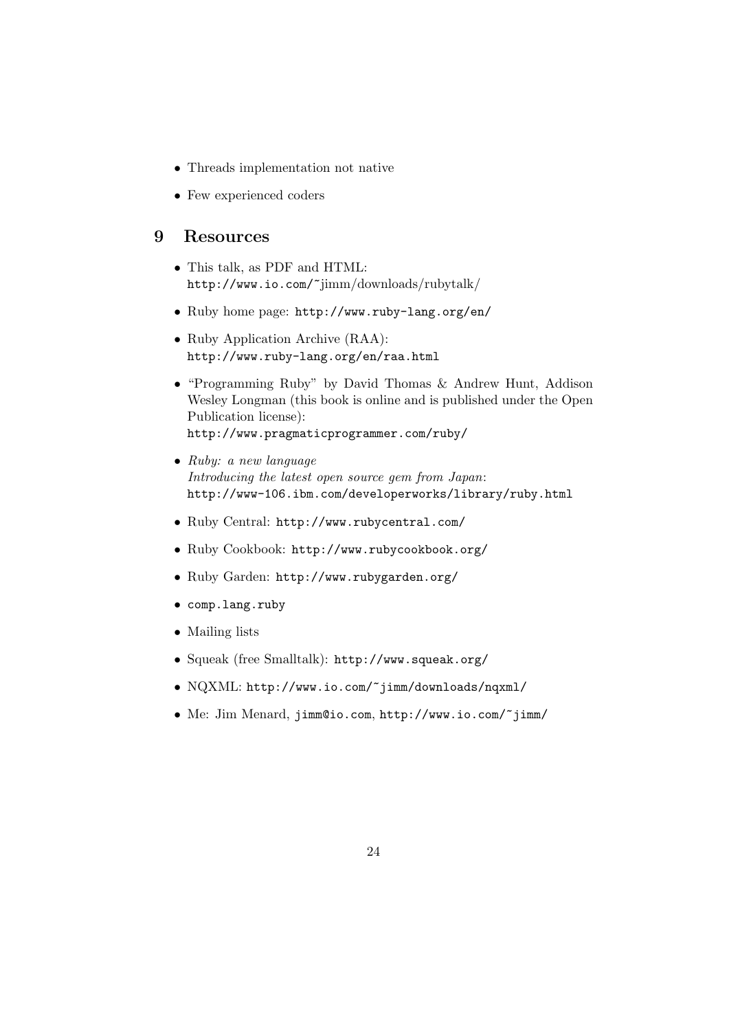- Threads implementation not native
- Few experienced coders

## 9 Resources

- This talk, as PDF and HTML:
  http://www.io.com/~jimm/downloads/rubytalk/
- Ruby home page: `http://www.ruby-lang.org/en/`
- Ruby Application Archive (RAA):
  `http://www.ruby-lang.org/en/raa.html`
- "Programming Ruby" by David Thomas & Andrew Hunt, Addison Wesley Longman (this book is online and is published under the Open Publication license):
  `http://www.pragmaticprogrammer.com/ruby/`
- *Ruby: a new language*
  *Introducing the latest open source gem from Japan*:
  `http://www-106.ibm.com/developerworks/library/ruby.html`
- Ruby Central: `http://www.rubycentral.com/`
- Ruby Cookbook: `http://www.rubycookbook.org/`
- Ruby Garden: `http://www.rubygarden.org/`
- `comp.lang.ruby`
- Mailing lists
- Squeak (free Smalltalk): `http://www.squeak.org/`
- NQXML: `http://www.io.com/~jimm/downloads/nqxml/`
- Me: Jim Menard, `jimm@io.com`, `http://www.io.com/~jimm/`